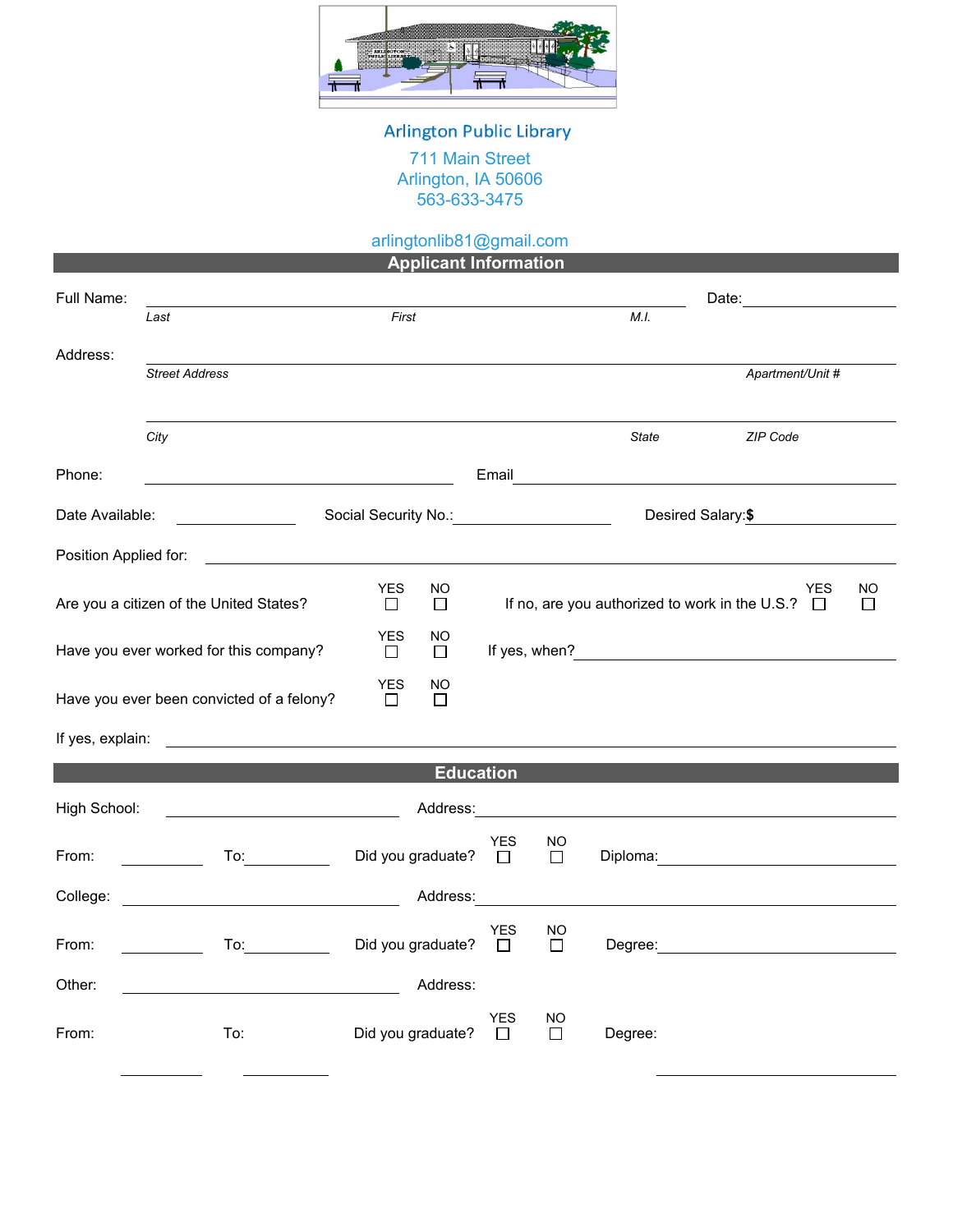# Arlington Public Library

711 Main Street
Arlington, IA 50606
563-633-3475

arlingtonlib81@gmail.com

## Applicant Information

Full Name: ______________________________________________ Date: ______________

*Last* *First* *M.I.*

Address: ______________________________________________

*Street Address* *Apartment/Unit #*

______________________________________________

*City* *State* *ZIP Code*

Phone: ______________________ Email ______________________

Date Available: ____________ Social Security No.: ____________ Desired Salary: **$** ____________

Position Applied for: ______________________________________________

Are you a citizen of the United States? YES ☐ NO ☐ If no, are you authorized to work in the U.S.? YES ☐ NO ☐

Have you ever worked for this company? YES ☐ NO ☐ If yes, when? ______________________

Have you ever been convicted of a felony? YES ☐ NO ☐

If yes, explain: ______________________________________________

## Education

High School: ______________________ Address: ______________________

From: __________ To: __________ Did you graduate? YES ☐ NO ☐ Diploma: ______________________

College: ______________________ Address: ______________________

From: __________ To: __________ Did you graduate? YES ☐ NO ☐ Degree: ______________________

Other: ______________________ Address:

From: __________ To: __________ Did you graduate? YES ☐ NO ☐ Degree: ______________________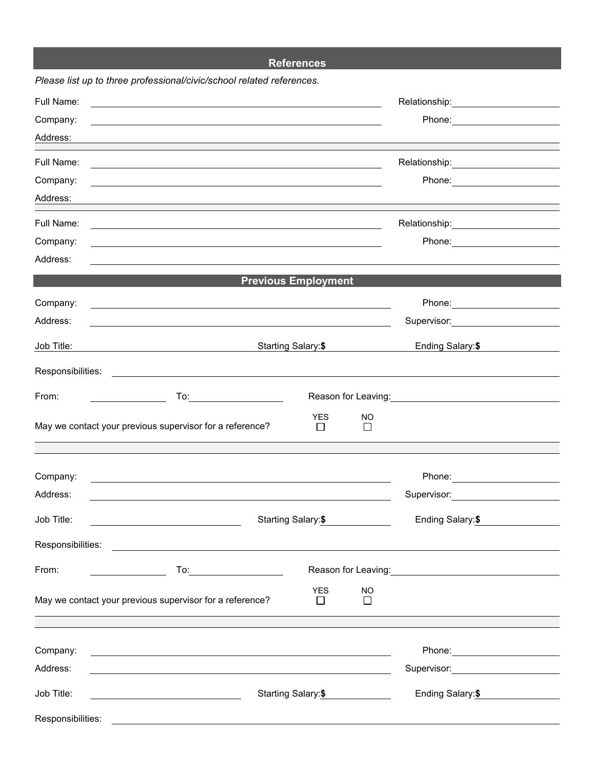## References

*Please list up to three professional/civic/school related references.*

Full Name: ______________________________ Relationship: ______________

Company: ______________________________ Phone: ______________

Address: ______________________________

---

Full Name: ______________________________ Relationship: ______________

Company: ______________________________ Phone: ______________

Address: ______________________________

---

Full Name: ______________________________ Relationship: ______________

Company: ______________________________ Phone: ______________

Address: ______________________________

## Previous Employment

Company: ______________________________ Phone: ______________

Address: ______________________________ Supervisor: ______________

Job Title: ______________ Starting Salary:**$** ______________ Ending Salary:**$** ______________

Responsibilities: ______________________________

From: ______________ To: ______________ Reason for Leaving: ______________

May we contact your previous supervisor for a reference? YES ☐ NO ☐

---

Company: ______________________________ Phone: ______________

Address: ______________________________ Supervisor: ______________

Job Title: ______________ Starting Salary:**$** ______________ Ending Salary:**$** ______________

Responsibilities: ______________________________

From: ______________ To: ______________ Reason for Leaving: ______________

May we contact your previous supervisor for a reference? YES ☐ NO ☐

---

Company: ______________________________ Phone: ______________

Address: ______________________________ Supervisor: ______________

Job Title: ______________ Starting Salary:**$** ______________ Ending Salary:**$** ______________

Responsibilities: ______________________________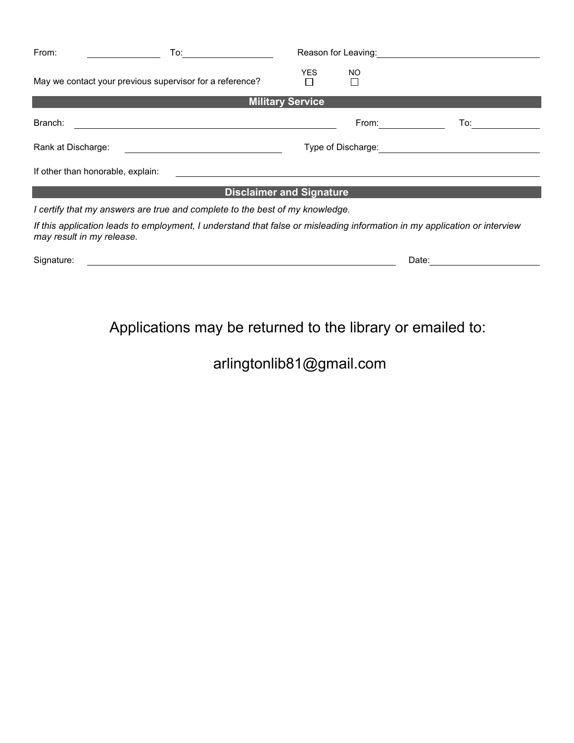From: ______________ To: __________________ Reason for Leaving: ______________________________

May we contact your previous supervisor for a reference? YES ☐ NO ☐

## Military Service

Branch: ________________________________________________ From: ____________ To: ____________

Rank at Discharge: ________________________ Type of Discharge: ____________________________

If other than honorable, explain: ____________________________________________________________

## Disclaimer and Signature

*I certify that my answers are true and complete to the best of my knowledge.*

*If this application leads to employment, I understand that false or misleading information in my application or interview may result in my release.*

Signature: ________________________________________________________ Date: ____________________

Applications may be returned to the library or emailed to:

arlingtonlib81@gmail.com